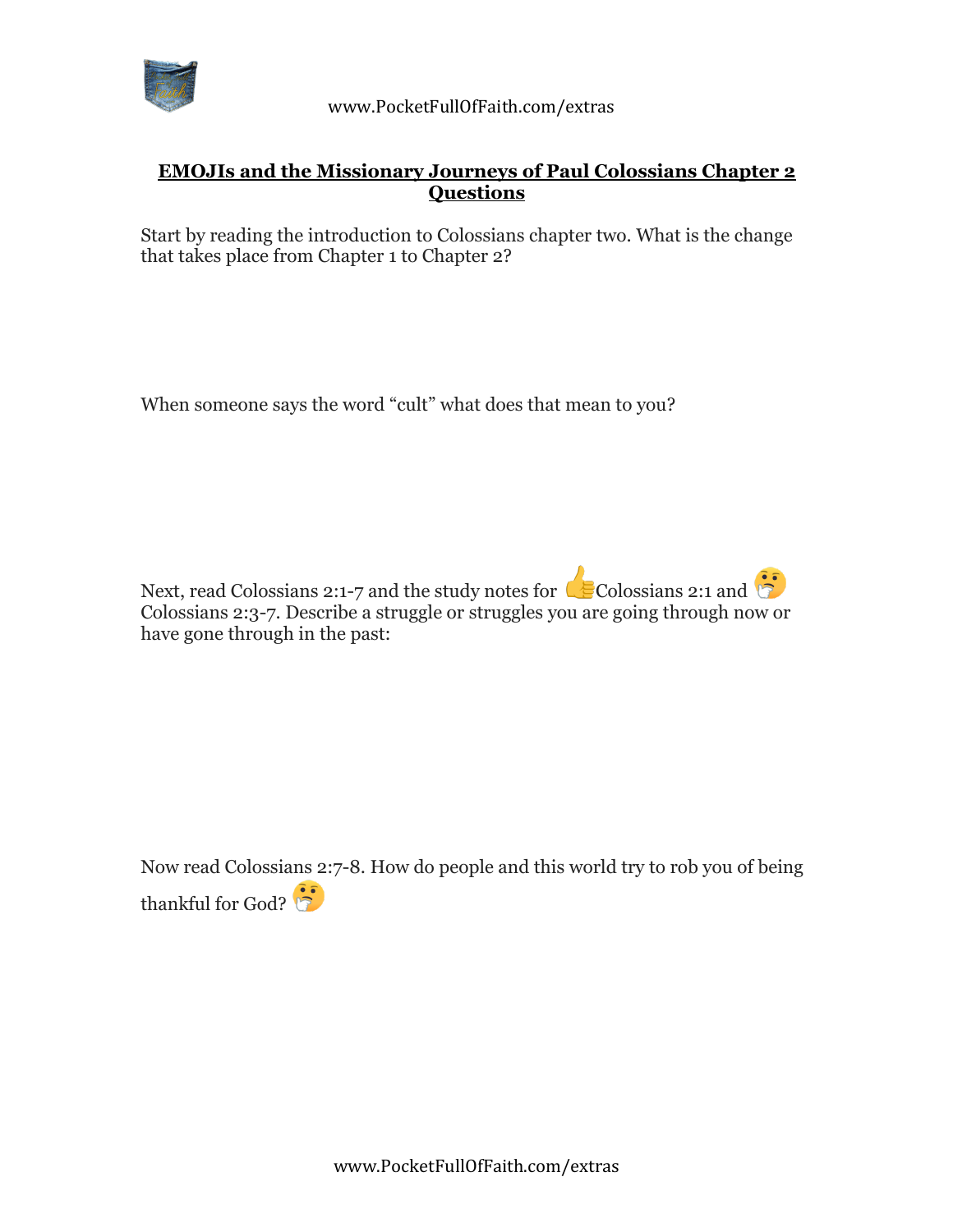## **EMOJIs and the Missionary Journeys of Paul Colossians Chapter 2 Questions**

Start by reading the introduction to Colossians chapter two. What is the change that takes place from Chapter 1 to Chapter 2?

When someone says the word "cult" what does that mean to you?

Next, read Colossians 2:1-7 and the study notes for 👍Colossians 2:1 and 🤔 Colossians 2:3-7. Describe a struggle or struggles you are going through now or have gone through in the past:

Now read Colossians 2:7-8. How do people and this world try to rob you of being thankful for God? 🤔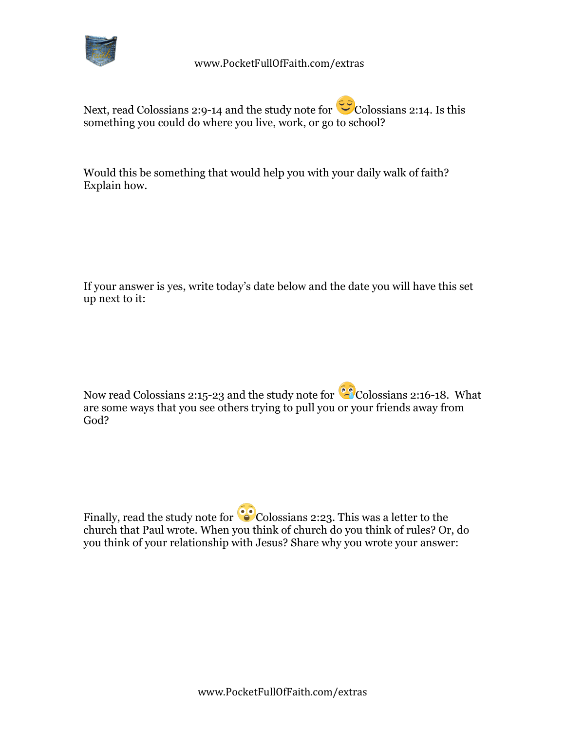Next, read Colossians 2:9-14 and the study note for 😌Colossians 2:14. Is this something you could do where you live, work, or go to school?

Would this be something that would help you with your daily walk of faith? Explain how.

If your answer is yes, write today's date below and the date you will have this set up next to it:

Now read Colossians 2:15-23 and the study note for 😢Colossians 2:16-18. What are some ways that you see others trying to pull you or your friends away from God?

Finally, read the study note for 😲Colossians 2:23. This was a letter to the church that Paul wrote. When you think of church do you think of rules? Or, do you think of your relationship with Jesus? Share why you wrote your answer: